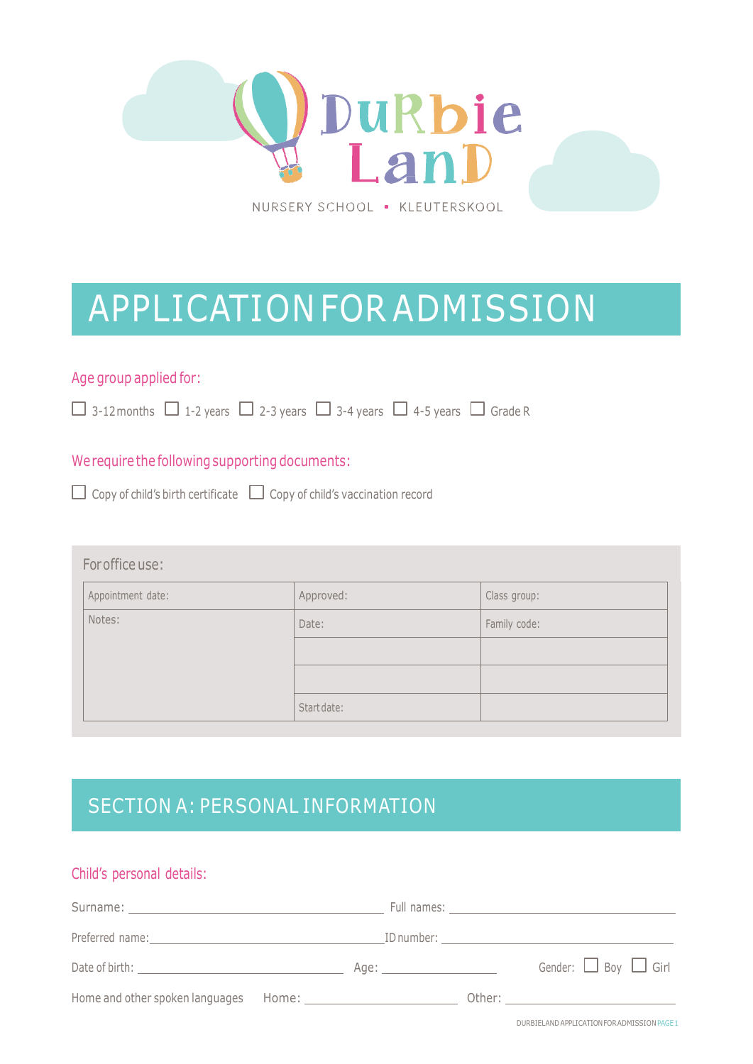# DurbieLand

NURSERY SCHOOL ▪ KLEUTERSKOOL

# APPLICATION FOR ADMISSION

### Age group applied for:

☐ 3-12 months ☐ 1-2 years ☐ 2-3 years ☐ 3-4 years ☐ 4-5 years ☐ Grade R

### We require the following supporting documents:

☐ Copy of child's birth certificate ☐ Copy of child's vaccination record

**For office use:**

| Appointment date: | Approved: | Class group: |
|---|---|---|
| Notes: | Date: | Family code: |
| | | |
| | | |
| | Start date: | |

## SECTION A: PERSONAL INFORMATION

### Child's personal details:

Surname: ______________________ Full names: ______________________

Preferred name: ______________________ ID number: ______________________

Date of birth: ______________________ Age: ____________ Gender: ☐ Boy ☐ Girl

Home and other spoken languages Home: ______________________ Other: ______________________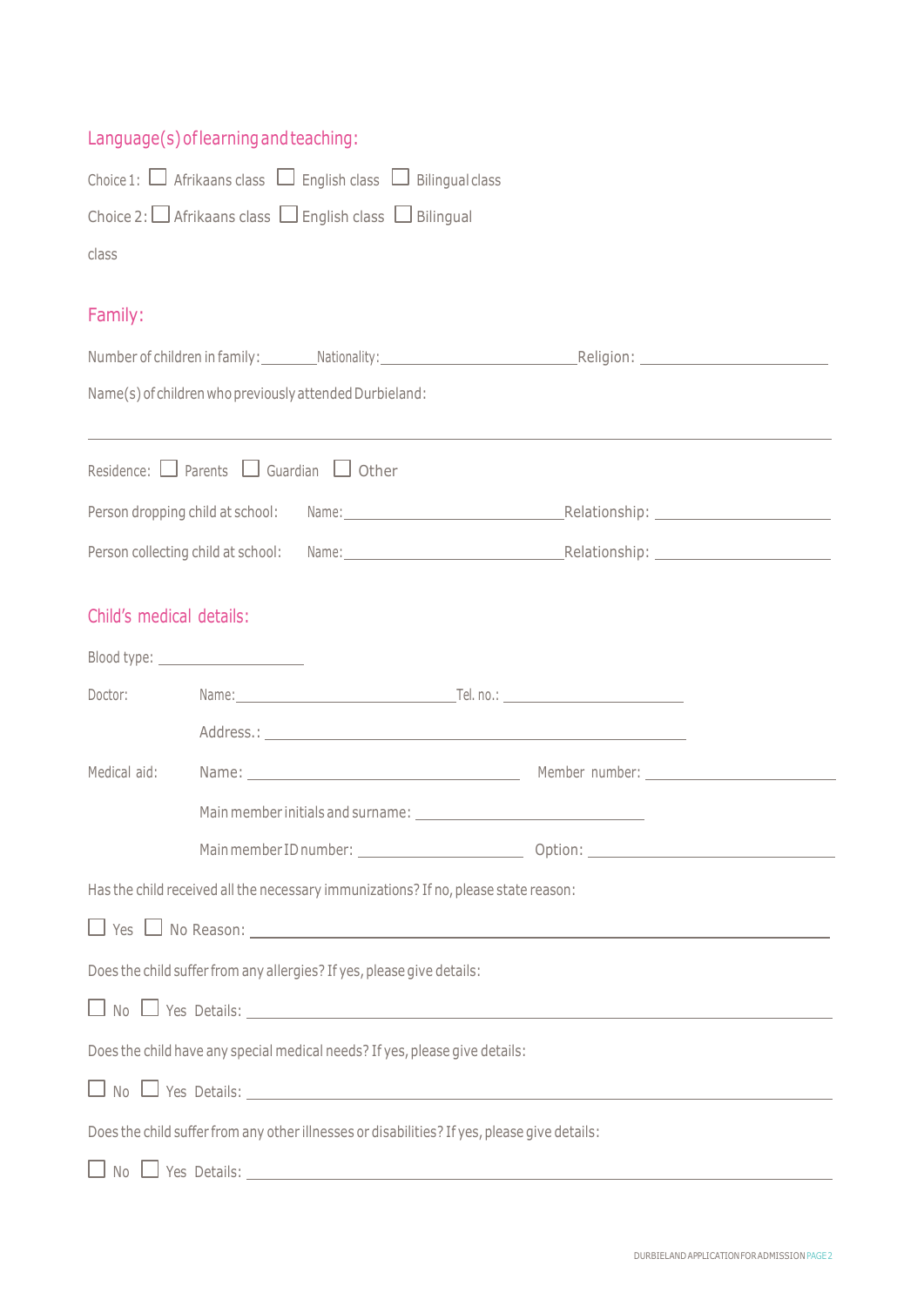## Language(s) of learning and teaching:

Choice 1: ☐ Afrikaans class ☐ English class ☐ Bilingual class

Choice 2: ☐ Afrikaans class ☐ English class ☐ Bilingual

class

## Family:

Number of children in family: ________ Nationality: ____________________________ Religion: ________________________

Name(s) of children who previously attended Durbieland:

______________________________________________________________________________

Residence: ☐ Parents ☐ Guardian ☐ Other

Person dropping child at school: Name: ____________________________ Relationship: ______________________

Person collecting child at school: Name: ____________________________ Relationship: ______________________

## Child's medical details:

Blood type: ____________________

Doctor: Name: ____________________________ Tel. no.: ________________________

Address.: ________________________________________________________

Medical aid: Name: ____________________________ Member number: ________________________

Main member initials and surname: ______________________________

Main member ID number: ______________________ Option: ________________________________

Has the child received all the necessary immunizations? If no, please state reason:

☐ Yes ☐ No Reason: ______________________________________________________________________

Does the child suffer from any allergies? If yes, please give details:

☐ No ☐ Yes Details: ______________________________________________________________________

Does the child have any special medical needs? If yes, please give details:

☐ No ☐ Yes Details: ______________________________________________________________________

Does the child suffer from any other illnesses or disabilities? If yes, please give details:

☐ No ☐ Yes Details: ______________________________________________________________________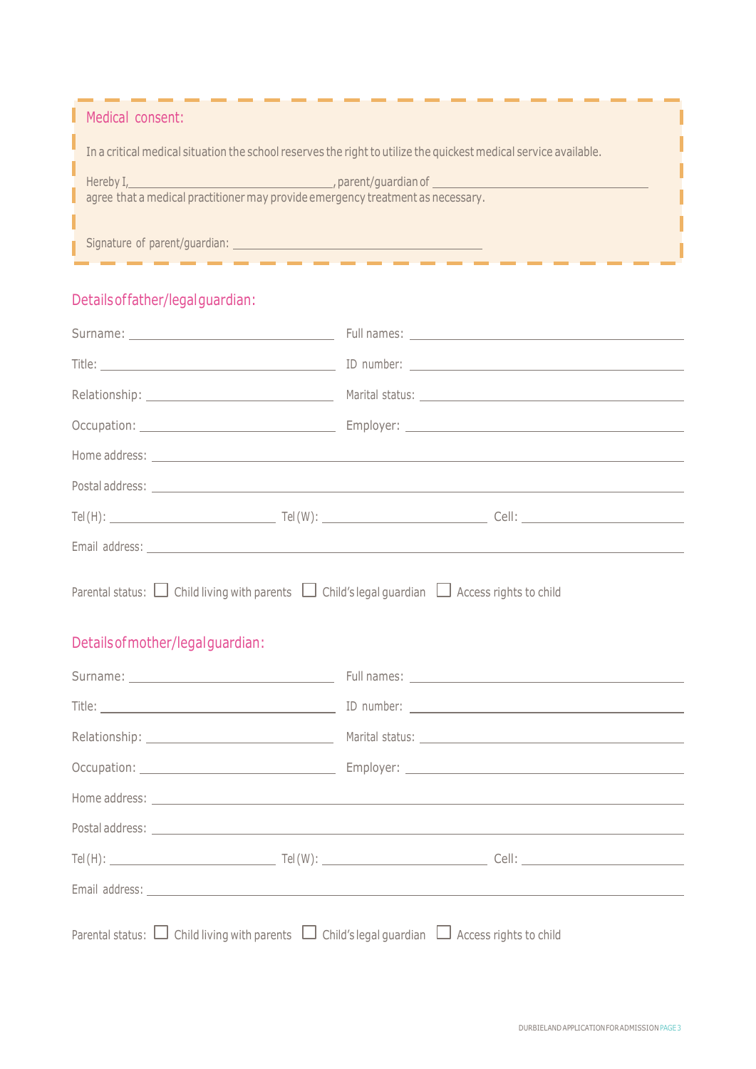## Medical consent:

In a critical medical situation the school reserves the right to utilize the quickest medical service available.

Hereby I, ______________________________, parent/guardian of ______________________________ agree that a medical practitioner may provide emergency treatment as necessary.

Signature of parent/guardian: ______________________________

## Details of father/legal guardian:

Surname: ______________________ Full names: ______________________

Title: ______________________ ID number: ______________________

Relationship: ______________________ Marital status: ______________________

Occupation: ______________________ Employer: ______________________

Home address: ______________________________________________

Postal address: ______________________________________________

Tel (H): ______________ Tel (W): ______________ Cell: ______________

Email address: ______________________________________________

Parental status: ☐ Child living with parents ☐ Child's legal guardian ☐ Access rights to child

## Details of mother/legal guardian:

Surname: ______________________ Full names: ______________________

Title: ______________________ ID number: ______________________

Relationship: ______________________ Marital status: ______________________

Occupation: ______________________ Employer: ______________________

Home address: ______________________________________________

Postal address: ______________________________________________

Tel (H): ______________ Tel (W): ______________ Cell: ______________

Email address: ______________________________________________

Parental status: ☐ Child living with parents ☐ Child's legal guardian ☐ Access rights to child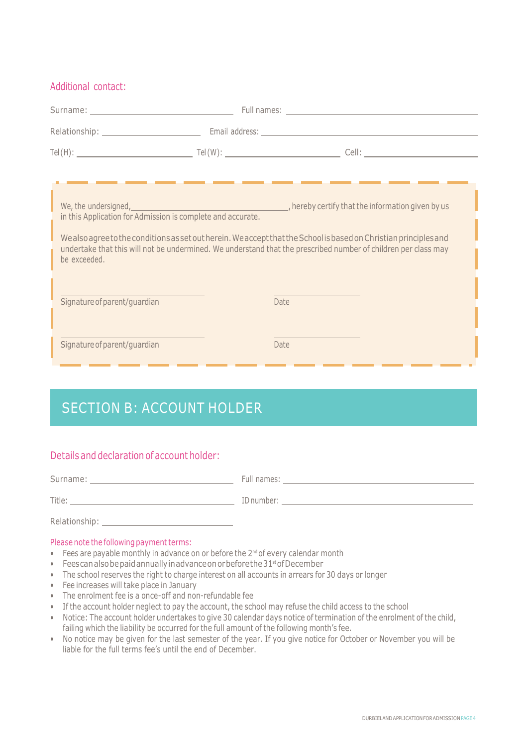### Additional contact:

Surname: ______________________ Full names: ______________________

Relationship: ______________________ Email address: ______________________

Tel (H): ______________________ Tel (W): ______________________ Cell: ______________________

We, the undersigned, ______________________, hereby certify that the information given by us in this Application for Admission is complete and accurate.

We also agree to the conditions as set out herein. We accept that the School is based on Christian principles and undertake that this will not be undermined. We understand that the prescribed number of children per class may be exceeded.

______________________ ______________________
Signature of parent/guardian Date

______________________ ______________________
Signature of parent/guardian Date

## SECTION B: ACCOUNT HOLDER

### Details and declaration of account holder:

Surname: ______________________ Full names: ______________________

Title: ______________________ ID number: ______________________

Relationship: ______________________

Please note the following payment terms:

- Fees are payable monthly in advance on or before the 2nd of every calendar month
- Fees can also be paid annually in advance on or before the 31st of December
- The school reserves the right to charge interest on all accounts in arrears for 30 days or longer
- Fee increases will take place in January
- The enrolment fee is a once-off and non-refundable fee
- If the account holder neglect to pay the account, the school may refuse the child access to the school
- Notice: The account holder undertakes to give 30 calendar days notice of termination of the enrolment of the child, failing which the liability be occurred for the full amount of the following month's fee.
- No notice may be given for the last semester of the year. If you give notice for October or November you will be liable for the full terms fee's until the end of December.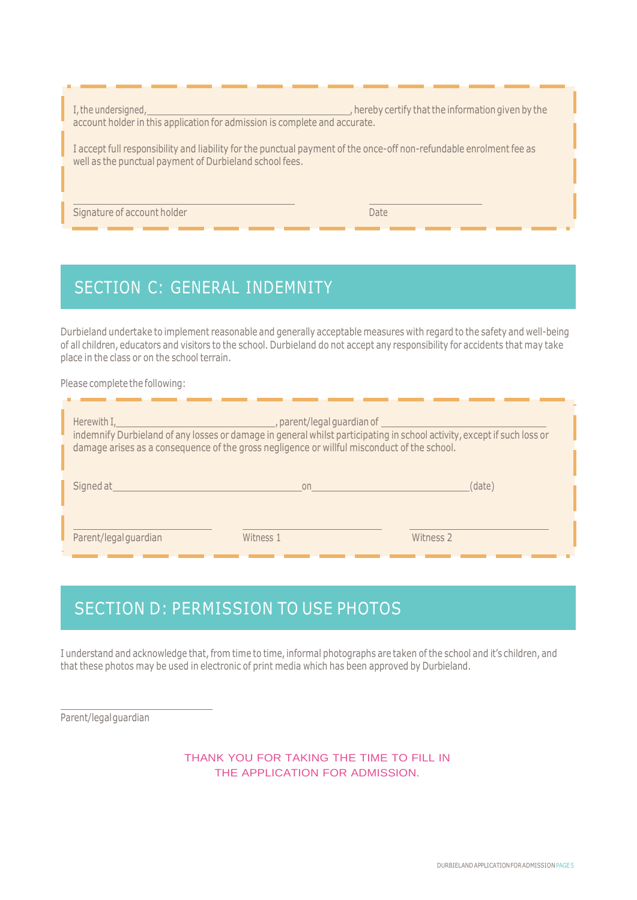I, the undersigned, ________________________________________, hereby certify that the information given by the account holder in this application for admission is complete and accurate.

I accept full responsibility and liability for the punctual payment of the once-off non-refundable enrolment fee as well as the punctual payment of Durbieland school fees.

________________________________________ ______________________

Signature of account holder Date

## SECTION C: GENERAL INDEMNITY

Durbieland undertake to implement reasonable and generally acceptable measures with regard to the safety and well-being of all children, educators and visitors to the school. Durbieland do not accept any responsibility for accidents that may take place in the class or on the school terrain.

Please complete the following:

Herewith I, ______________________________, parent/legal guardian of ________________________________ indemnify Durbieland of any losses or damage in general whilst participating in school activity, except if such loss or damage arises as a consequence of the gross negligence or willful misconduct of the school.

Signed at ______________________________________ on _________________________________ (date)

__________________________ __________________________ __________________________

Parent/legal guardian Witness 1 Witness 2

## SECTION D: PERMISSION TO USE PHOTOS

I understand and acknowledge that, from time to time, informal photographs are taken of the school and it's children, and that these photos may be used in electronic of print media which has been approved by Durbieland.

______________________________

Parent/legal guardian

THANK YOU FOR TAKING THE TIME TO FILL IN THE APPLICATION FOR ADMISSION.